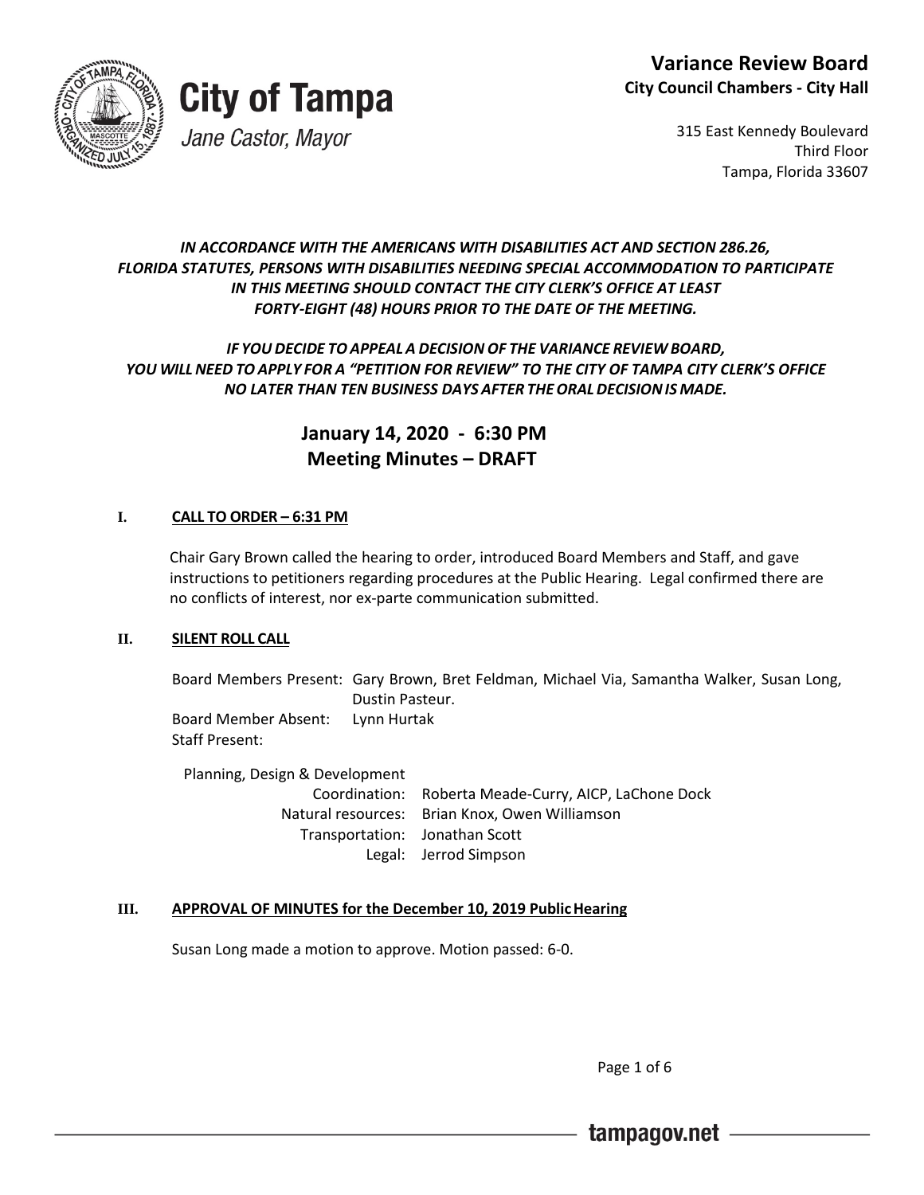**City of Tampa**
*Jane Castor, Mayor*

**Variance Review Board**
**City Council Chambers - City Hall**

315 East Kennedy Boulevard
Third Floor
Tampa, Florida 33607

***IN ACCORDANCE WITH THE AMERICANS WITH DISABILITIES ACT AND SECTION 286.26, FLORIDA STATUTES, PERSONS WITH DISABILITIES NEEDING SPECIAL ACCOMMODATION TO PARTICIPATE IN THIS MEETING SHOULD CONTACT THE CITY CLERK'S OFFICE AT LEAST FORTY-EIGHT (48) HOURS PRIOR TO THE DATE OF THE MEETING.***

***IF YOU DECIDE TO APPEAL A DECISION OF THE VARIANCE REVIEW BOARD, YOU WILL NEED TO APPLY FOR A "PETITION FOR REVIEW" TO THE CITY OF TAMPA CITY CLERK'S OFFICE NO LATER THAN TEN BUSINESS DAYS AFTER THE ORAL DECISION IS MADE.***

## January 14, 2020 - 6:30 PM
## Meeting Minutes – DRAFT

### I. CALL TO ORDER – 6:31 PM

Chair Gary Brown called the hearing to order, introduced Board Members and Staff, and gave instructions to petitioners regarding procedures at the Public Hearing. Legal confirmed there are no conflicts of interest, nor ex-parte communication submitted.

### II. SILENT ROLL CALL

Board Members Present: Gary Brown, Bret Feldman, Michael Via, Samantha Walker, Susan Long, Dustin Pasteur.
Board Member Absent: Lynn Hurtak
Staff Present:

Planning, Design & Development
- Coordination: Roberta Meade-Curry, AICP, LaChone Dock
- Natural resources: Brian Knox, Owen Williamson
- Transportation: Jonathan Scott
- Legal: Jerrod Simpson

### III. APPROVAL OF MINUTES for the December 10, 2019 Public Hearing

Susan Long made a motion to approve. Motion passed: 6-0.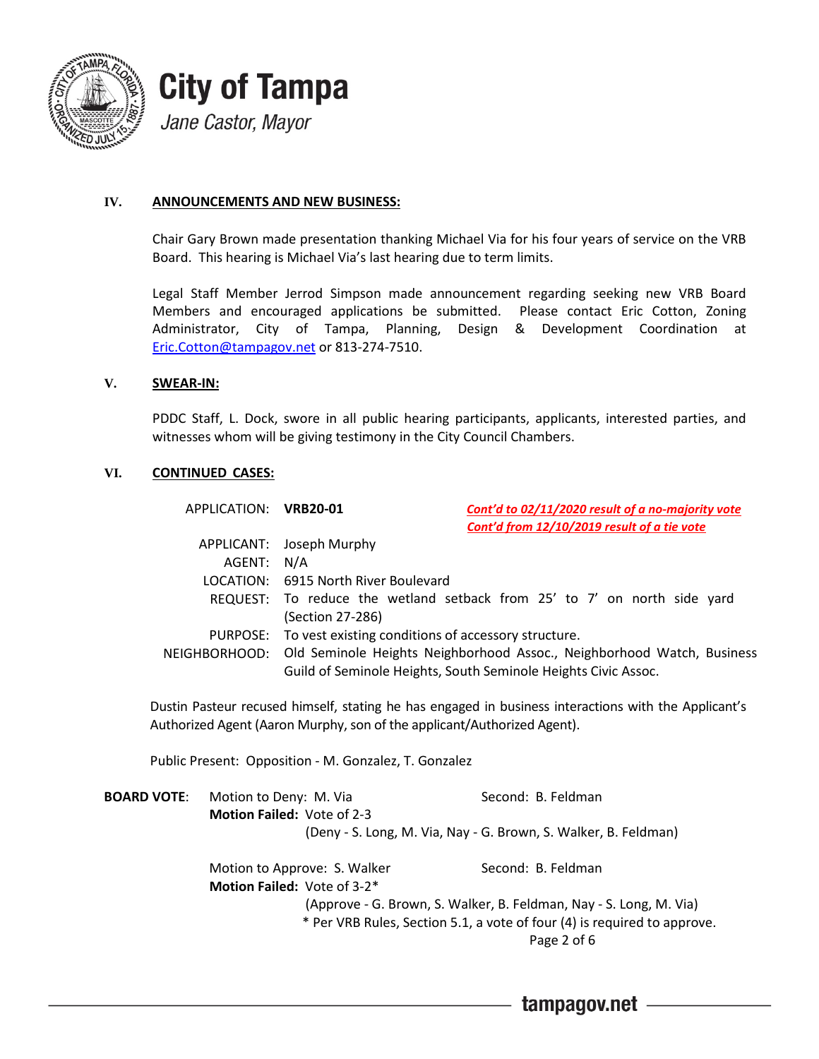## IV. ANNOUNCEMENTS AND NEW BUSINESS:

Chair Gary Brown made presentation thanking Michael Via for his four years of service on the VRB Board. This hearing is Michael Via's last hearing due to term limits.

Legal Staff Member Jerrod Simpson made announcement regarding seeking new VRB Board Members and encouraged applications be submitted. Please contact Eric Cotton, Zoning Administrator, City of Tampa, Planning, Design & Development Coordination at Eric.Cotton@tampagov.net or 813-274-7510.

## V. SWEAR-IN:

PDDC Staff, L. Dock, swore in all public hearing participants, applicants, interested parties, and witnesses whom will be giving testimony in the City Council Chambers.

## VI. CONTINUED CASES:

APPLICATION: **VRB20-01** — ***Cont'd to 02/11/2020 result of a no-majority vote*** / ***Cont'd from 12/10/2019 result of a tie vote***

APPLICANT: Joseph Murphy
AGENT: N/A
LOCATION: 6915 North River Boulevard
REQUEST: To reduce the wetland setback from 25' to 7' on north side yard (Section 27-286)
PURPOSE: To vest existing conditions of accessory structure.
NEIGHBORHOOD: Old Seminole Heights Neighborhood Assoc., Neighborhood Watch, Business Guild of Seminole Heights, South Seminole Heights Civic Assoc.

Dustin Pasteur recused himself, stating he has engaged in business interactions with the Applicant's Authorized Agent (Aaron Murphy, son of the applicant/Authorized Agent).

Public Present: Opposition - M. Gonzalez, T. Gonzalez

**BOARD VOTE**: Motion to Deny: M. Via — Second: B. Feldman
**Motion Failed:** Vote of 2-3
(Deny - S. Long, M. Via, Nay - G. Brown, S. Walker, B. Feldman)

Motion to Approve: S. Walker — Second: B. Feldman
**Motion Failed:** Vote of 3-2*
(Approve - G. Brown, S. Walker, B. Feldman, Nay - S. Long, M. Via)
* Per VRB Rules, Section 5.1, a vote of four (4) is required to approve.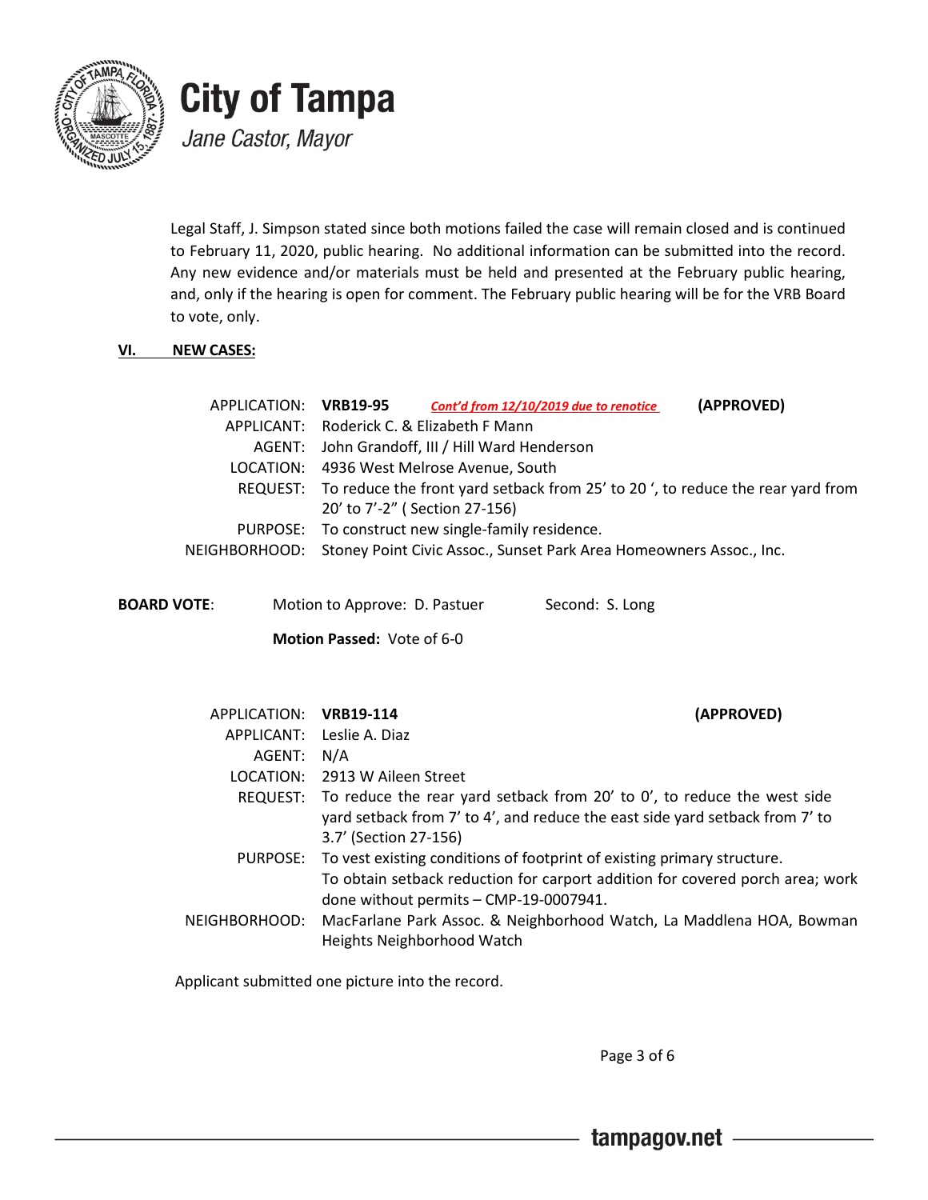Legal Staff, J. Simpson stated since both motions failed the case will remain closed and is continued to February 11, 2020, public hearing. No additional information can be submitted into the record. Any new evidence and/or materials must be held and presented at the February public hearing, and, only if the hearing is open for comment. The February public hearing will be for the VRB Board to vote, only.

## VI. NEW CASES:

APPLICATION: **VRB19-95** ***Cont'd from 12/10/2019 due to renotice*** **(APPROVED)**
APPLICANT: Roderick C. & Elizabeth F Mann
AGENT: John Grandoff, III / Hill Ward Henderson
LOCATION: 4936 West Melrose Avenue, South
REQUEST: To reduce the front yard setback from 25' to 20 ', to reduce the rear yard from 20' to 7'-2" ( Section 27-156)
PURPOSE: To construct new single-family residence.
NEIGHBORHOOD: Stoney Point Civic Assoc., Sunset Park Area Homeowners Assoc., Inc.

**BOARD VOTE**: Motion to Approve: D. Pastuer Second: S. Long

**Motion Passed:** Vote of 6-0

APPLICATION: **VRB19-114** **(APPROVED)**
APPLICANT: Leslie A. Diaz
AGENT: N/A
LOCATION: 2913 W Aileen Street
REQUEST: To reduce the rear yard setback from 20' to 0', to reduce the west side yard setback from 7' to 4', and reduce the east side yard setback from 7' to 3.7' (Section 27-156)
PURPOSE: To vest existing conditions of footprint of existing primary structure. To obtain setback reduction for carport addition for covered porch area; work done without permits – CMP-19-0007941.
NEIGHBORHOOD: MacFarlane Park Assoc. & Neighborhood Watch, La Maddlena HOA, Bowman Heights Neighborhood Watch

Applicant submitted one picture into the record.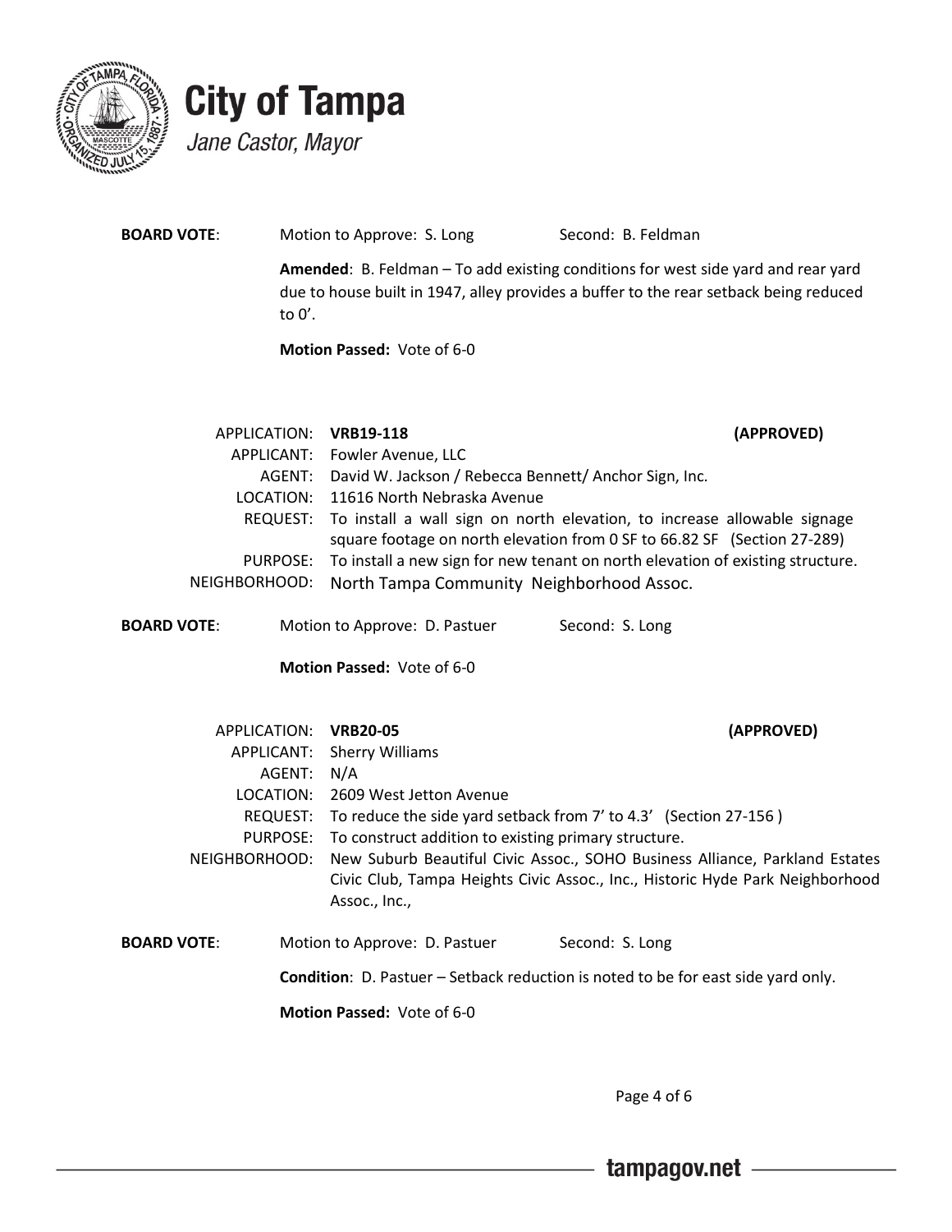# City of Tampa

*Jane Castor, Mayor*

**BOARD VOTE**: Motion to Approve: S. Long Second: B. Feldman

**Amended**: B. Feldman – To add existing conditions for west side yard and rear yard due to house built in 1947, alley provides a buffer to the rear setback being reduced to 0'.

**Motion Passed:** Vote of 6-0

APPLICATION: **VRB19-118** **(APPROVED)**
APPLICANT: Fowler Avenue, LLC
AGENT: David W. Jackson / Rebecca Bennett/ Anchor Sign, Inc.
LOCATION: 11616 North Nebraska Avenue
REQUEST: To install a wall sign on north elevation, to increase allowable signage square footage on north elevation from 0 SF to 66.82 SF (Section 27-289)
PURPOSE: To install a new sign for new tenant on north elevation of existing structure.
NEIGHBORHOOD: North Tampa Community Neighborhood Assoc.

**BOARD VOTE**: Motion to Approve: D. Pastuer Second: S. Long

**Motion Passed:** Vote of 6-0

APPLICATION: **VRB20-05** **(APPROVED)**
APPLICANT: Sherry Williams
AGENT: N/A
LOCATION: 2609 West Jetton Avenue
REQUEST: To reduce the side yard setback from 7' to 4.3' (Section 27-156 )
PURPOSE: To construct addition to existing primary structure.
NEIGHBORHOOD: New Suburb Beautiful Civic Assoc., SOHO Business Alliance, Parkland Estates Civic Club, Tampa Heights Civic Assoc., Inc., Historic Hyde Park Neighborhood Assoc., Inc.,

**BOARD VOTE**: Motion to Approve: D. Pastuer Second: S. Long

**Condition**: D. Pastuer – Setback reduction is noted to be for east side yard only.

**Motion Passed:** Vote of 6-0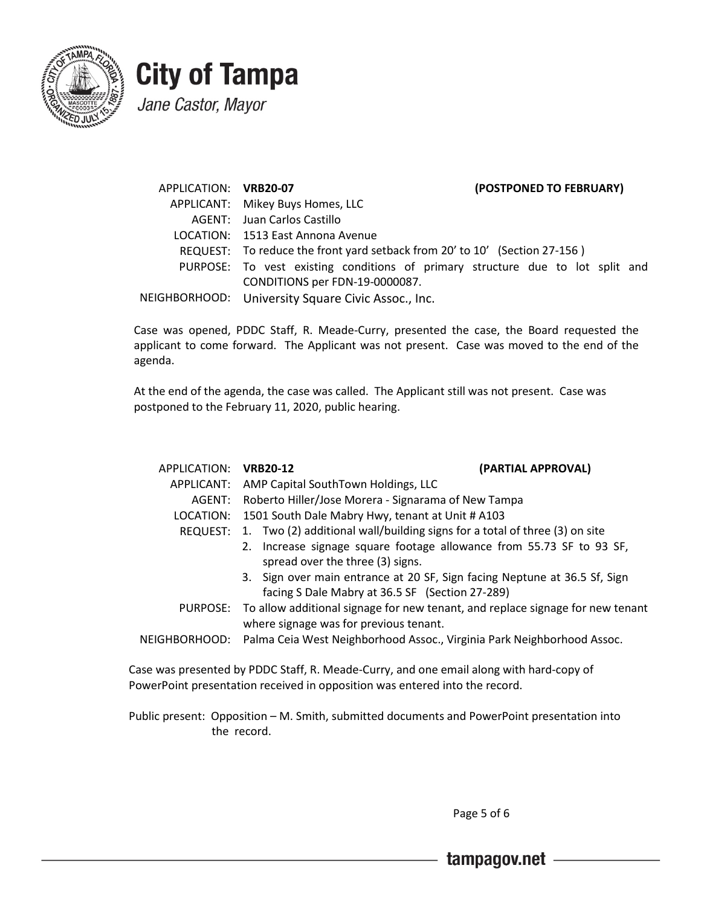# City of Tampa

*Jane Castor, Mayor*

| | | |
|---|---|---|
| APPLICATION: | **VRB20-07** | **(POSTPONED TO FEBRUARY)** |
| APPLICANT: | Mikey Buys Homes, LLC | |
| AGENT: | Juan Carlos Castillo | |
| LOCATION: | 1513 East Annona Avenue | |
| REQUEST: | To reduce the front yard setback from 20' to 10' (Section 27-156 ) | |
| PURPOSE: | To vest existing conditions of primary structure due to lot split and CONDITIONS per FDN-19-0000087. | |
| NEIGHBORHOOD: | University Square Civic Assoc., Inc. | |

Case was opened, PDDC Staff, R. Meade-Curry, presented the case, the Board requested the applicant to come forward. The Applicant was not present. Case was moved to the end of the agenda.

At the end of the agenda, the case was called. The Applicant still was not present. Case was postponed to the February 11, 2020, public hearing.

| | | |
|---|---|---|
| APPLICATION: | **VRB20-12** | **(PARTIAL APPROVAL)** |
| APPLICANT: | AMP Capital SouthTown Holdings, LLC | |
| AGENT: | Roberto Hiller/Jose Morera - Signarama of New Tampa | |
| LOCATION: | 1501 South Dale Mabry Hwy, tenant at Unit # A103 | |
| REQUEST: | 1. Two (2) additional wall/building signs for a total of three (3) on site<br>2. Increase signage square footage allowance from 55.73 SF to 93 SF, spread over the three (3) signs.<br>3. Sign over main entrance at 20 SF, Sign facing Neptune at 36.5 Sf, Sign facing S Dale Mabry at 36.5 SF (Section 27-289) | |
| PURPOSE: | To allow additional signage for new tenant, and replace signage for new tenant where signage was for previous tenant. | |
| NEIGHBORHOOD: | Palma Ceia West Neighborhood Assoc., Virginia Park Neighborhood Assoc. | |

Case was presented by PDDC Staff, R. Meade-Curry, and one email along with hard-copy of PowerPoint presentation received in opposition was entered into the record.

Public present: Opposition – M. Smith, submitted documents and PowerPoint presentation into the record.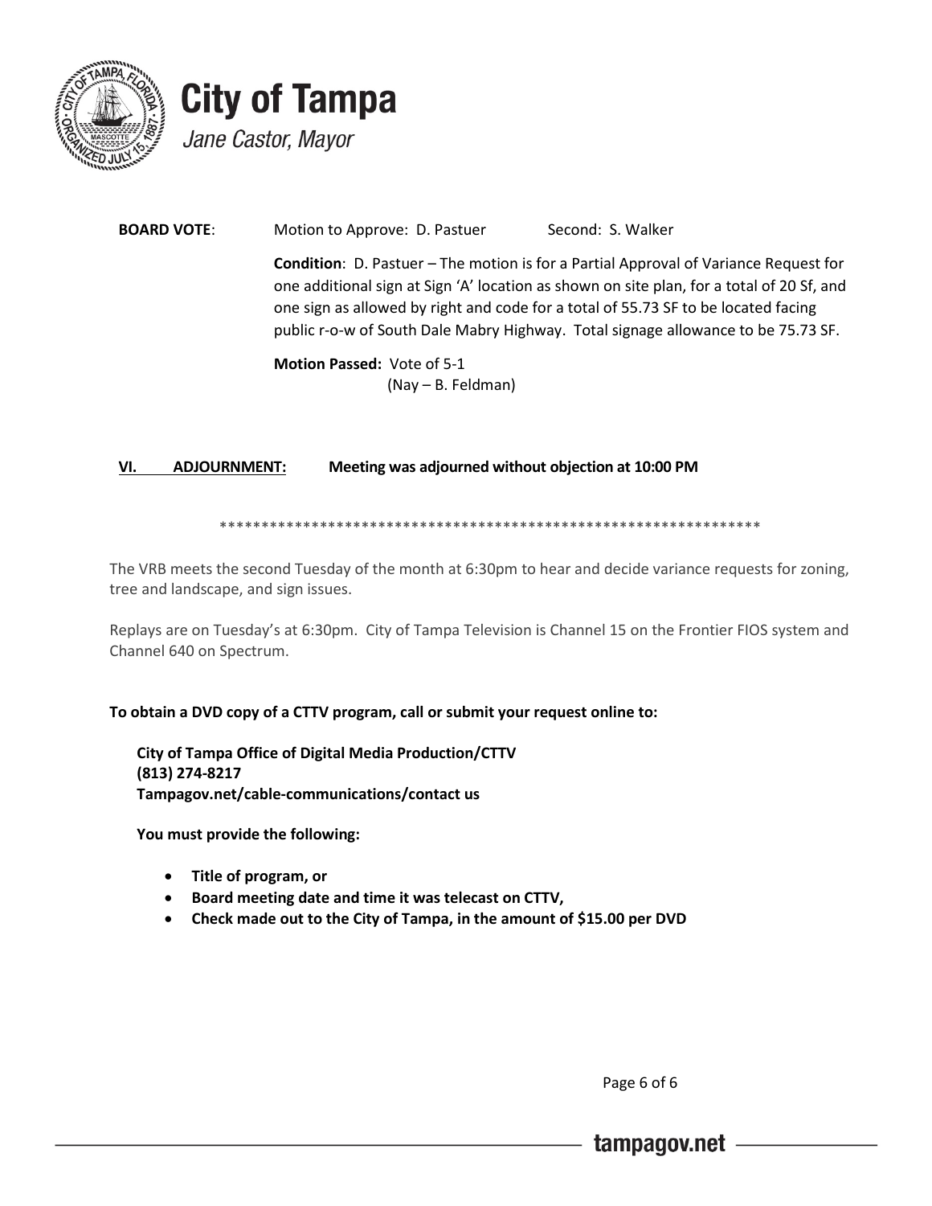**BOARD VOTE**: Motion to Approve: D. Pastuer Second: S. Walker

**Condition**: D. Pastuer – The motion is for a Partial Approval of Variance Request for one additional sign at Sign 'A' location as shown on site plan, for a total of 20 Sf, and one sign as allowed by right and code for a total of 55.73 SF to be located facing public r-o-w of South Dale Mabry Highway. Total signage allowance to be 75.73 SF.

**Motion Passed:** Vote of 5-1
(Nay – B. Feldman)

**VI. ADJOURNMENT: Meeting was adjourned without objection at 10:00 PM**

*******************************************************************

The VRB meets the second Tuesday of the month at 6:30pm to hear and decide variance requests for zoning, tree and landscape, and sign issues.

Replays are on Tuesday's at 6:30pm. City of Tampa Television is Channel 15 on the Frontier FIOS system and Channel 640 on Spectrum.

**To obtain a DVD copy of a CTTV program, call or submit your request online to:**

**City of Tampa Office of Digital Media Production/CTTV**
**(813) 274-8217**
**Tampagov.net/cable-communications/contact us**

**You must provide the following:**

- **Title of program, or**
- **Board meeting date and time it was telecast on CTTV,**
- **Check made out to the City of Tampa, in the amount of $15.00 per DVD**